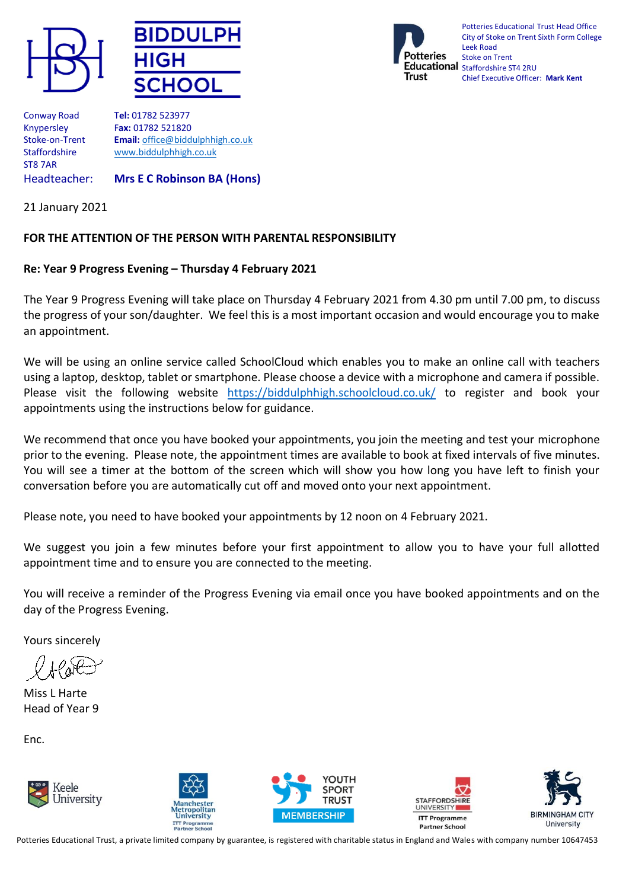**BIDDULPH HIGH SCHOOL**

Potteries Educational Trust Head Office
City of Stoke on Trent Sixth Form College
Leek Road
Stoke on Trent
Staffordshire ST4 2RU
Chief Executive Officer: **Mark Kent**

Conway Road
Knypersley
Stoke-on-Trent
Staffordshire
ST8 7AR

**Tel:** 01782 523977
**Fax:** 01782 521820
**Email:** office@biddulphhigh.co.uk
www.biddulphhigh.co.uk

Headteacher: **Mrs E C Robinson BA (Hons)**

21 January 2021

**FOR THE ATTENTION OF THE PERSON WITH PARENTAL RESPONSIBILITY**

**Re: Year 9 Progress Evening – Thursday 4 February 2021**

The Year 9 Progress Evening will take place on Thursday 4 February 2021 from 4.30 pm until 7.00 pm, to discuss the progress of your son/daughter. We feel this is a most important occasion and would encourage you to make an appointment.

We will be using an online service called SchoolCloud which enables you to make an online call with teachers using a laptop, desktop, tablet or smartphone. Please choose a device with a microphone and camera if possible. Please visit the following website https://biddulphhigh.schoolcloud.co.uk/ to register and book your appointments using the instructions below for guidance.

We recommend that once you have booked your appointments, you join the meeting and test your microphone prior to the evening. Please note, the appointment times are available to book at fixed intervals of five minutes. You will see a timer at the bottom of the screen which will show you how long you have left to finish your conversation before you are automatically cut off and moved onto your next appointment.

Please note, you need to have booked your appointments by 12 noon on 4 February 2021.

We suggest you join a few minutes before your first appointment to allow you to have your full allotted appointment time and to ensure you are connected to the meeting.

You will receive a reminder of the Progress Evening via email once you have booked appointments and on the day of the Progress Evening.

Yours sincerely

Miss L Harte
Head of Year 9

Enc.

Potteries Educational Trust, a private limited company by guarantee, is registered with charitable status in England and Wales with company number 10647453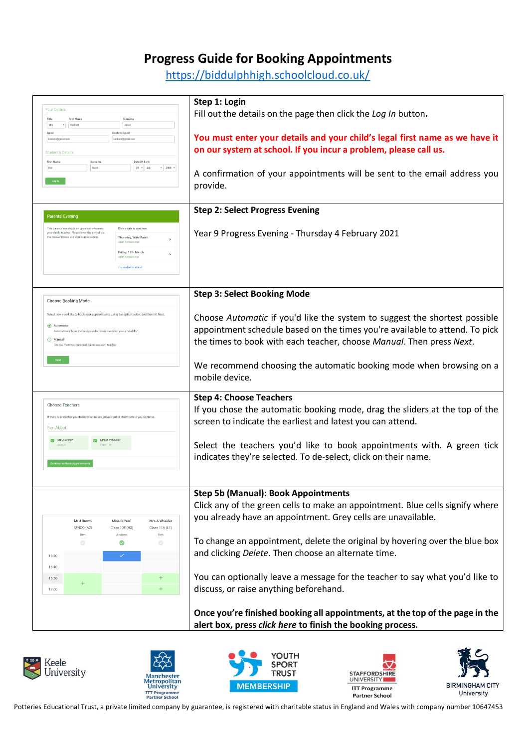# Progress Guide for Booking Appointments

[https://biddulphhigh.schoolcloud.co.uk/](https://biddulphhigh.schoolcloud.co.uk/)

**Step 1: Login**

Fill out the details on the page then click the *Log In* button**.**

**You must enter your details and your child's legal first name as we have it on our system at school. If you incur a problem, please call us.**

A confirmation of your appointments will be sent to the email address you provide.

**Step 2: Select Progress Evening**

Year 9 Progress Evening - Thursday 4 February 2021

**Step 3: Select Booking Mode**

Choose *Automatic* if you'd like the system to suggest the shortest possible appointment schedule based on the times you're available to attend. To pick the times to book with each teacher, choose *Manual*. Then press *Next*.

We recommend choosing the automatic booking mode when browsing on a mobile device.

**Step 4: Choose Teachers**

If you chose the automatic booking mode, drag the sliders at the top of the screen to indicate the earliest and latest you can attend.

Select the teachers you'd like to book appointments with. A green tick indicates they're selected. To de-select, click on their name.

**Step 5b (Manual): Book Appointments**

Click any of the green cells to make an appointment. Blue cells signify where you already have an appointment. Grey cells are unavailable.

To change an appointment, delete the original by hovering over the blue box and clicking *Delete*. Then choose an alternate time.

You can optionally leave a message for the teacher to say what you'd like to discuss, or raise anything beforehand.

**Once you're finished booking all appointments, at the top of the page in the alert box, press *click here* to finish the booking process.**

Keele University | Manchester Metropolitan University ITT Programme Partner School | Youth Sport Trust Membership | Staffordshire University ITT Programme Partner School | Birmingham City University

Potteries Educational Trust, a private limited company by guarantee, is registered with charitable status in England and Wales with company number 10647453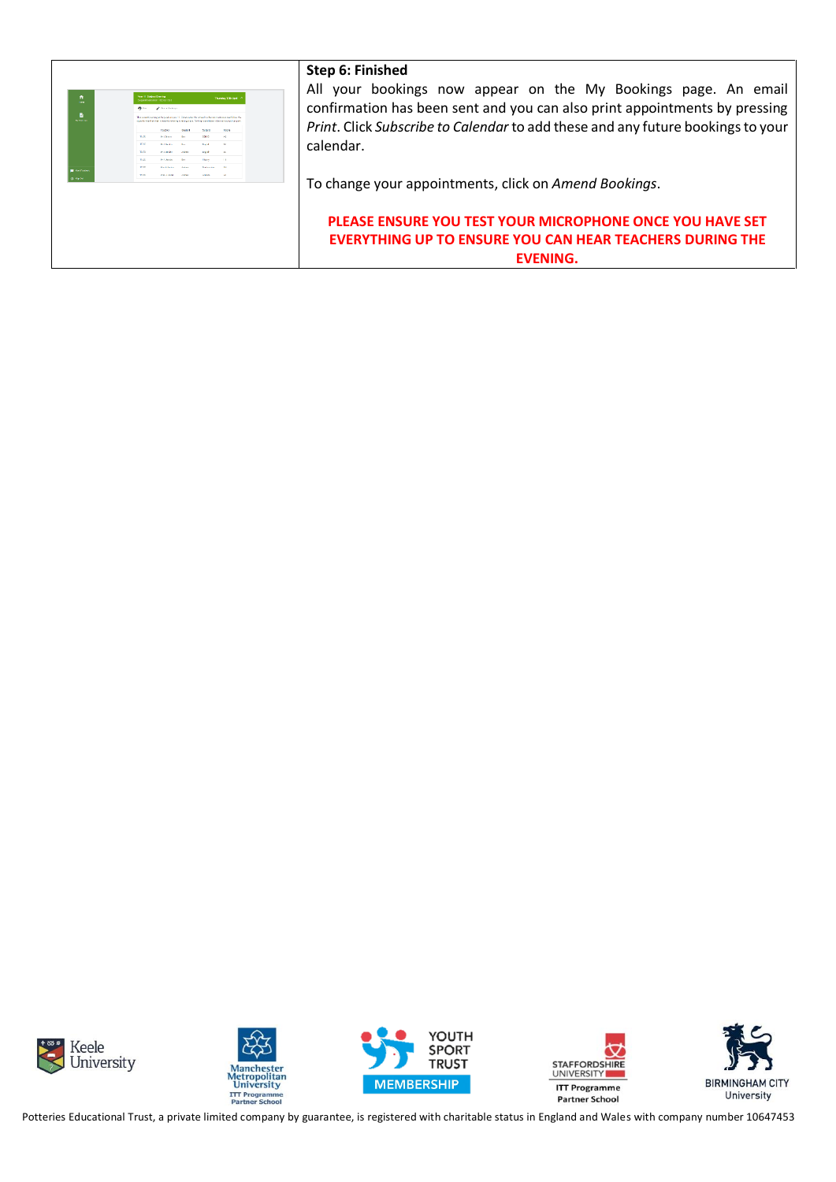**Step 6: Finished**

All your bookings now appear on the My Bookings page. An email confirmation has been sent and you can also print appointments by pressing *Print*. Click *Subscribe to Calendar* to add these and any future bookings to your calendar.

To change your appointments, click on *Amend Bookings*.

**PLEASE ENSURE YOU TEST YOUR MICROPHONE ONCE YOU HAVE SET EVERYTHING UP TO ENSURE YOU CAN HEAR TEACHERS DURING THE EVENING.**

Potteries Educational Trust, a private limited company by guarantee, is registered with charitable status in England and Wales with company number 10647453